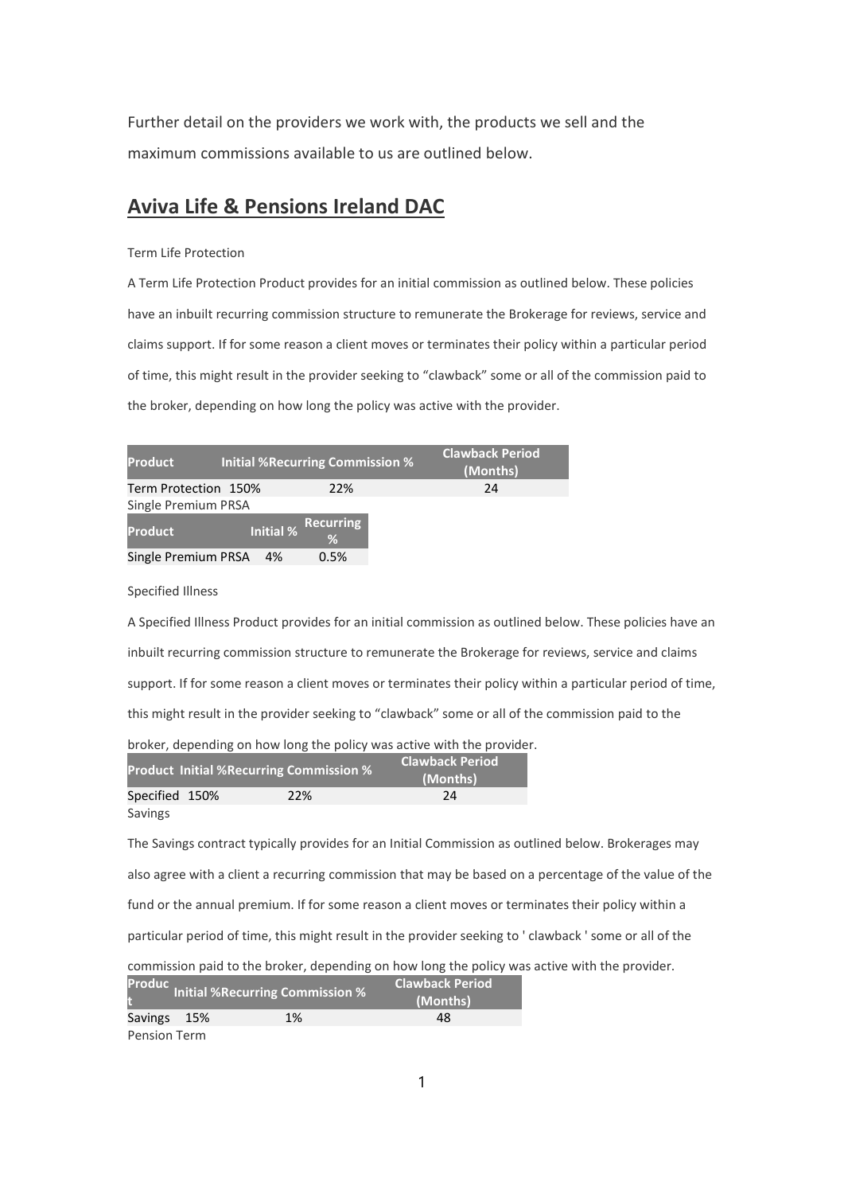Further detail on the providers we work with, the products we sell and the maximum commissions available to us are outlined below.

## Aviva Life & Pensions Ireland DAC

Term Life Protection

A Term Life Protection Product provides for an initial commission as outlined below. These policies have an inbuilt recurring commission structure to remunerate the Brokerage for reviews, service and claims support. If for some reason a client moves or terminates their policy within a particular period of time, this might result in the provider seeking to "clawback" some or all of the commission paid to the broker, depending on how long the policy was active with the provider.

| Product | Initial % | Recurring Commission % | Clawback Period (Months) |
|---|---|---|---|
| Term Protection | 150% | 22% | 24 |

Single Premium PRSA

| Product | Initial % | Recurring % |
|---|---|---|
| Single Premium PRSA | 4% | 0.5% |

Specified Illness

A Specified Illness Product provides for an initial commission as outlined below. These policies have an inbuilt recurring commission structure to remunerate the Brokerage for reviews, service and claims support. If for some reason a client moves or terminates their policy within a particular period of time, this might result in the provider seeking to "clawback" some or all of the commission paid to the broker, depending on how long the policy was active with the provider.

| Product | Initial % | Recurring Commission % | Clawback Period (Months) |
|---|---|---|---|
| Specified | 150% | 22% | 24 |

Savings

The Savings contract typically provides for an Initial Commission as outlined below. Brokerages may also agree with a client a recurring commission that may be based on a percentage of the value of the fund or the annual premium. If for some reason a client moves or terminates their policy within a particular period of time, this might result in the provider seeking to ' clawback ' some or all of the commission paid to the broker, depending on how long the policy was active with the provider.

| Product | Initial % | Recurring Commission % | Clawback Period (Months) |
|---|---|---|---|
| Savings | 15% | 1% | 48 |

Pension Term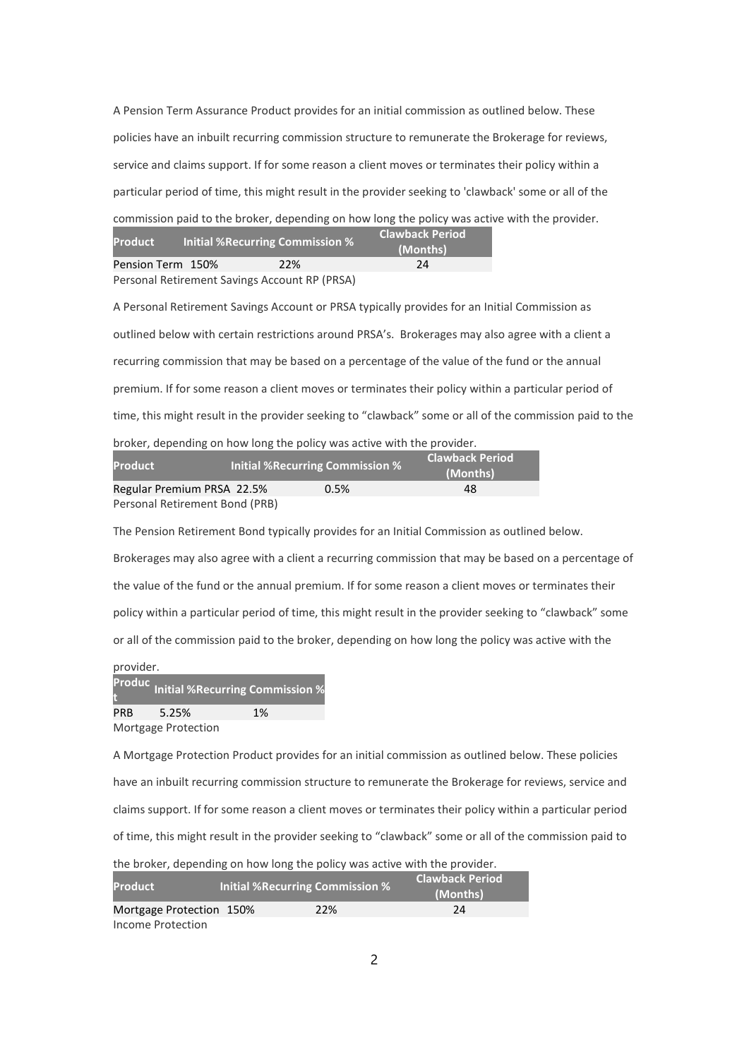A Pension Term Assurance Product provides for an initial commission as outlined below. These policies have an inbuilt recurring commission structure to remunerate the Brokerage for reviews, service and claims support. If for some reason a client moves or terminates their policy within a particular period of time, this might result in the provider seeking to 'clawback' some or all of the commission paid to the broker, depending on how long the policy was active with the provider.

| Product | Initial % | Recurring Commission % | Clawback Period (Months) |
|---|---|---|---|
| Pension Term | 150% | 22% | 24 |

## Personal Retirement Savings Account RP (PRSA)

A Personal Retirement Savings Account or PRSA typically provides for an Initial Commission as outlined below with certain restrictions around PRSA's. Brokerages may also agree with a client a recurring commission that may be based on a percentage of the value of the fund or the annual premium. If for some reason a client moves or terminates their policy within a particular period of time, this might result in the provider seeking to "clawback" some or all of the commission paid to the broker, depending on how long the policy was active with the provider.

| Product | Initial % | Recurring Commission % | Clawback Period (Months) |
|---|---|---|---|
| Regular Premium PRSA | 22.5% | 0.5% | 48 |

## Personal Retirement Bond (PRB)

The Pension Retirement Bond typically provides for an Initial Commission as outlined below. Brokerages may also agree with a client a recurring commission that may be based on a percentage of the value of the fund or the annual premium. If for some reason a client moves or terminates their policy within a particular period of time, this might result in the provider seeking to "clawback" some or all of the commission paid to the broker, depending on how long the policy was active with the provider.

| Product | Initial % | Recurring Commission % |
|---|---|---|
| PRB | 5.25% | 1% |

## Mortgage Protection

A Mortgage Protection Product provides for an initial commission as outlined below. These policies have an inbuilt recurring commission structure to remunerate the Brokerage for reviews, service and claims support. If for some reason a client moves or terminates their policy within a particular period of time, this might result in the provider seeking to "clawback" some or all of the commission paid to the broker, depending on how long the policy was active with the provider.

| Product | Initial % | Recurring Commission % | Clawback Period (Months) |
|---|---|---|---|
| Mortgage Protection | 150% | 22% | 24 |

## Income Protection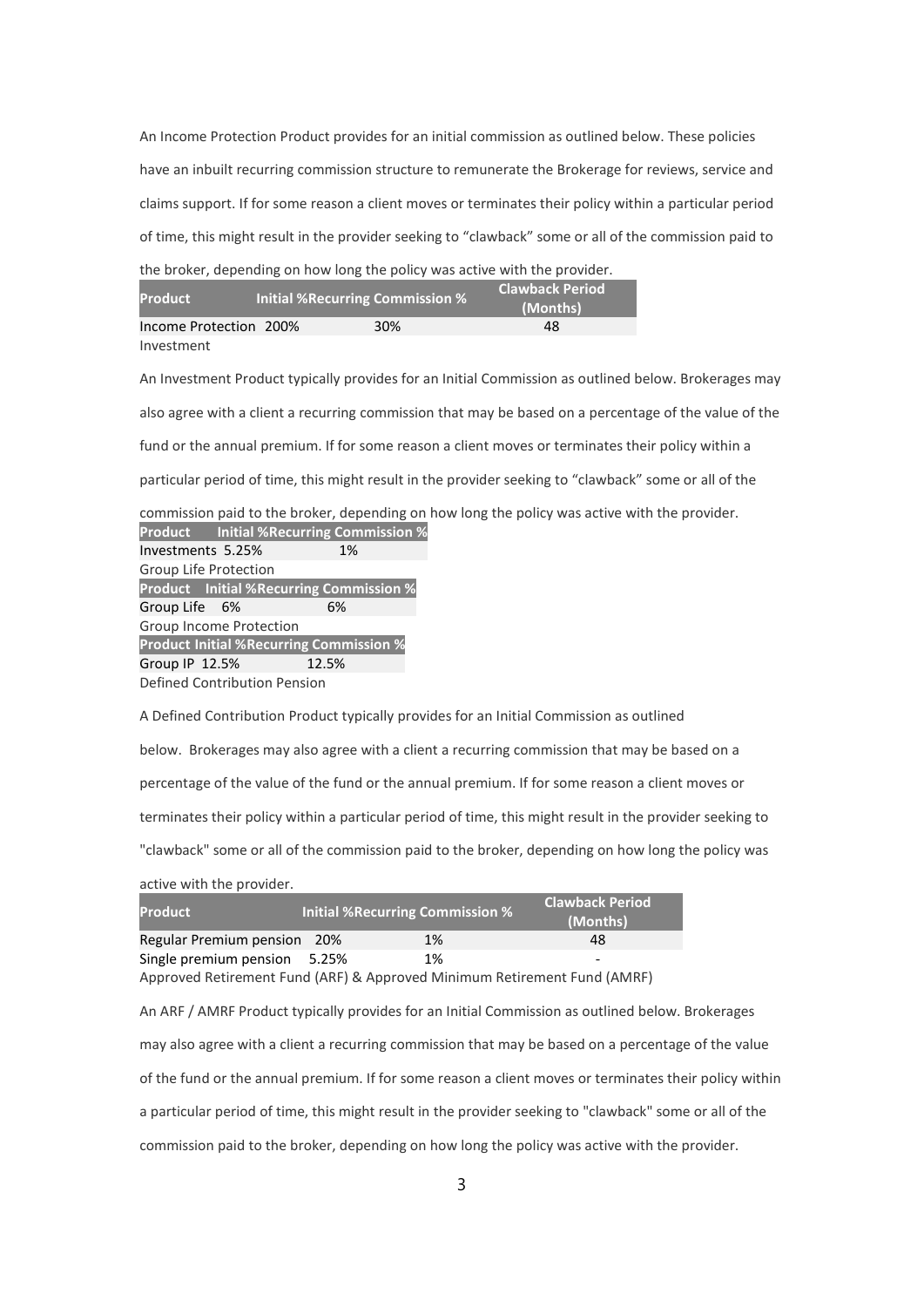An Income Protection Product provides for an initial commission as outlined below. These policies have an inbuilt recurring commission structure to remunerate the Brokerage for reviews, service and claims support. If for some reason a client moves or terminates their policy within a particular period of time, this might result in the provider seeking to "clawback" some or all of the commission paid to the broker, depending on how long the policy was active with the provider.

| Product | Initial % | Recurring Commission % | Clawback Period (Months) |
|---|---|---|---|
| Income Protection | 200% | 30% | 48 |

Investment

An Investment Product typically provides for an Initial Commission as outlined below. Brokerages may also agree with a client a recurring commission that may be based on a percentage of the value of the fund or the annual premium. If for some reason a client moves or terminates their policy within a particular period of time, this might result in the provider seeking to "clawback" some or all of the commission paid to the broker, depending on how long the policy was active with the provider.

| Product | Initial % | Recurring Commission % |
|---|---|---|
| Investments | 5.25% | 1% |

Group Life Protection

| Product | Initial % | Recurring Commission % |
|---|---|---|
| Group Life | 6% | 6% |

Group Income Protection

| Product | Initial % | Recurring Commission % |
|---|---|---|
| Group IP | 12.5% | 12.5% |

Defined Contribution Pension

A Defined Contribution Product typically provides for an Initial Commission as outlined below. Brokerages may also agree with a client a recurring commission that may be based on a percentage of the value of the fund or the annual premium. If for some reason a client moves or terminates their policy within a particular period of time, this might result in the provider seeking to "clawback" some or all of the commission paid to the broker, depending on how long the policy was active with the provider.

| Product | Initial % | Recurring Commission % | Clawback Period (Months) |
|---|---|---|---|
| Regular Premium pension | 20% | 1% | 48 |
| Single premium pension | 5.25% | 1% | - |

Approved Retirement Fund (ARF) & Approved Minimum Retirement Fund (AMRF)

An ARF / AMRF Product typically provides for an Initial Commission as outlined below. Brokerages may also agree with a client a recurring commission that may be based on a percentage of the value of the fund or the annual premium. If for some reason a client moves or terminates their policy within a particular period of time, this might result in the provider seeking to "clawback" some or all of the commission paid to the broker, depending on how long the policy was active with the provider.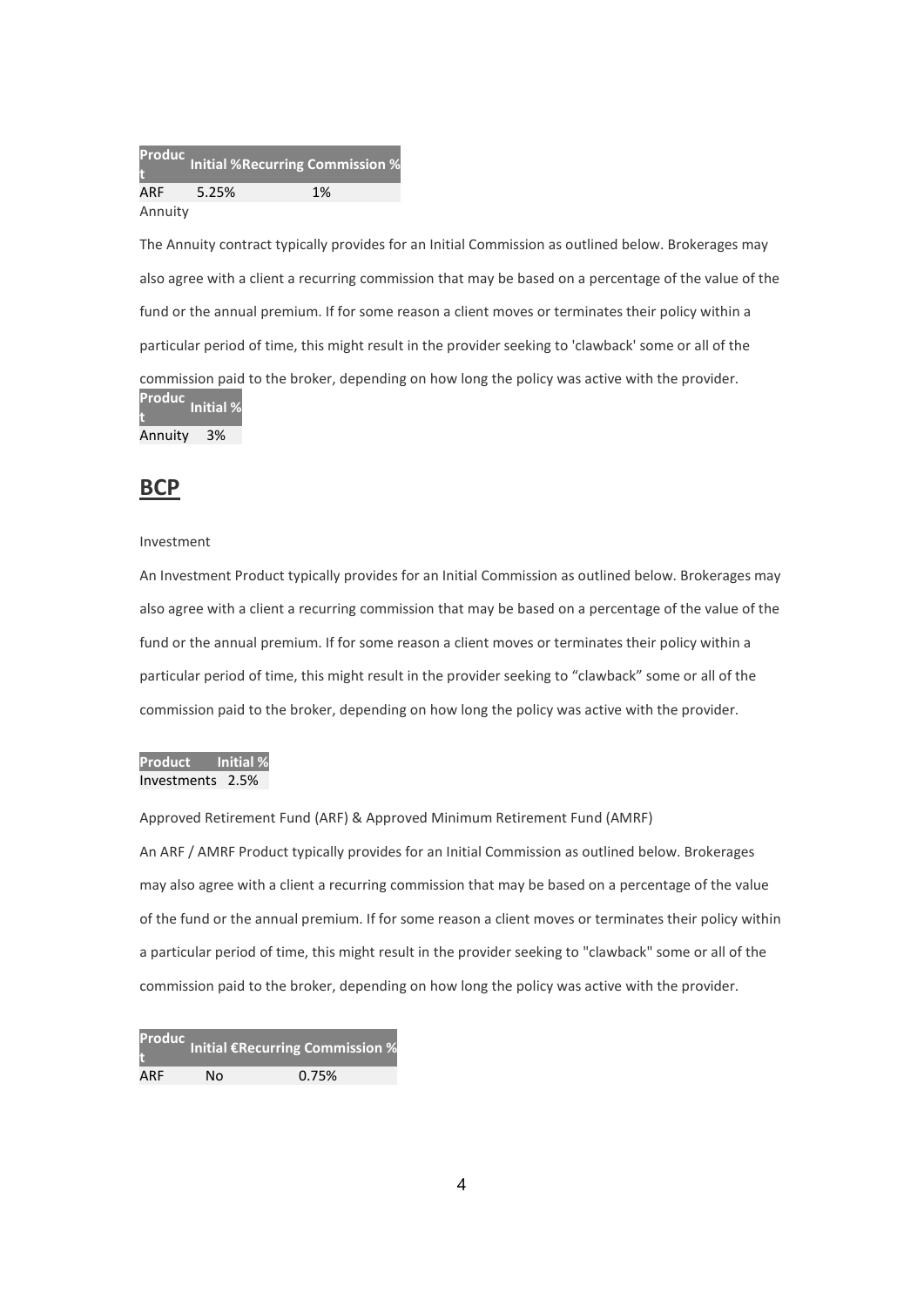| Product | Initial % | Recurring Commission % |
|---|---|---|
| ARF | 5.25% | 1% |

Annuity

The Annuity contract typically provides for an Initial Commission as outlined below. Brokerages may also agree with a client a recurring commission that may be based on a percentage of the value of the fund or the annual premium. If for some reason a client moves or terminates their policy within a particular period of time, this might result in the provider seeking to 'clawback' some or all of the commission paid to the broker, depending on how long the policy was active with the provider.

| Product | Initial % |
|---|---|
| Annuity | 3% |

## BCP

Investment

An Investment Product typically provides for an Initial Commission as outlined below. Brokerages may also agree with a client a recurring commission that may be based on a percentage of the value of the fund or the annual premium. If for some reason a client moves or terminates their policy within a particular period of time, this might result in the provider seeking to "clawback" some or all of the commission paid to the broker, depending on how long the policy was active with the provider.

| Product | Initial % |
|---|---|
| Investments | 2.5% |

Approved Retirement Fund (ARF) & Approved Minimum Retirement Fund (AMRF)

An ARF / AMRF Product typically provides for an Initial Commission as outlined below. Brokerages may also agree with a client a recurring commission that may be based on a percentage of the value of the fund or the annual premium. If for some reason a client moves or terminates their policy within a particular period of time, this might result in the provider seeking to "clawback" some or all of the commission paid to the broker, depending on how long the policy was active with the provider.

| Product | Initial € | Recurring Commission % |
|---|---|---|
| ARF | No | 0.75% |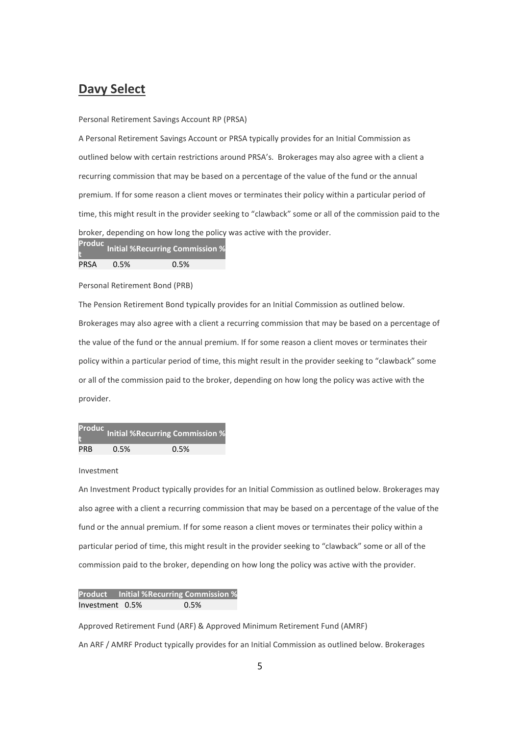## Davy Select

Personal Retirement Savings Account RP (PRSA)

A Personal Retirement Savings Account or PRSA typically provides for an Initial Commission as outlined below with certain restrictions around PRSA's. Brokerages may also agree with a client a recurring commission that may be based on a percentage of the value of the fund or the annual premium. If for some reason a client moves or terminates their policy within a particular period of time, this might result in the provider seeking to "clawback" some or all of the commission paid to the broker, depending on how long the policy was active with the provider.

| Product | Initial % | Recurring Commission % |
|---|---|---|
| PRSA | 0.5% | 0.5% |

Personal Retirement Bond (PRB)

The Pension Retirement Bond typically provides for an Initial Commission as outlined below. Brokerages may also agree with a client a recurring commission that may be based on a percentage of the value of the fund or the annual premium. If for some reason a client moves or terminates their policy within a particular period of time, this might result in the provider seeking to "clawback" some or all of the commission paid to the broker, depending on how long the policy was active with the provider.

| Product | Initial % | Recurring Commission % |
|---|---|---|
| PRB | 0.5% | 0.5% |

Investment

An Investment Product typically provides for an Initial Commission as outlined below. Brokerages may also agree with a client a recurring commission that may be based on a percentage of the value of the fund or the annual premium. If for some reason a client moves or terminates their policy within a particular period of time, this might result in the provider seeking to "clawback" some or all of the commission paid to the broker, depending on how long the policy was active with the provider.

| Product | Initial % | Recurring Commission % |
|---|---|---|
| Investment | 0.5% | 0.5% |

Approved Retirement Fund (ARF) & Approved Minimum Retirement Fund (AMRF)

An ARF / AMRF Product typically provides for an Initial Commission as outlined below. Brokerages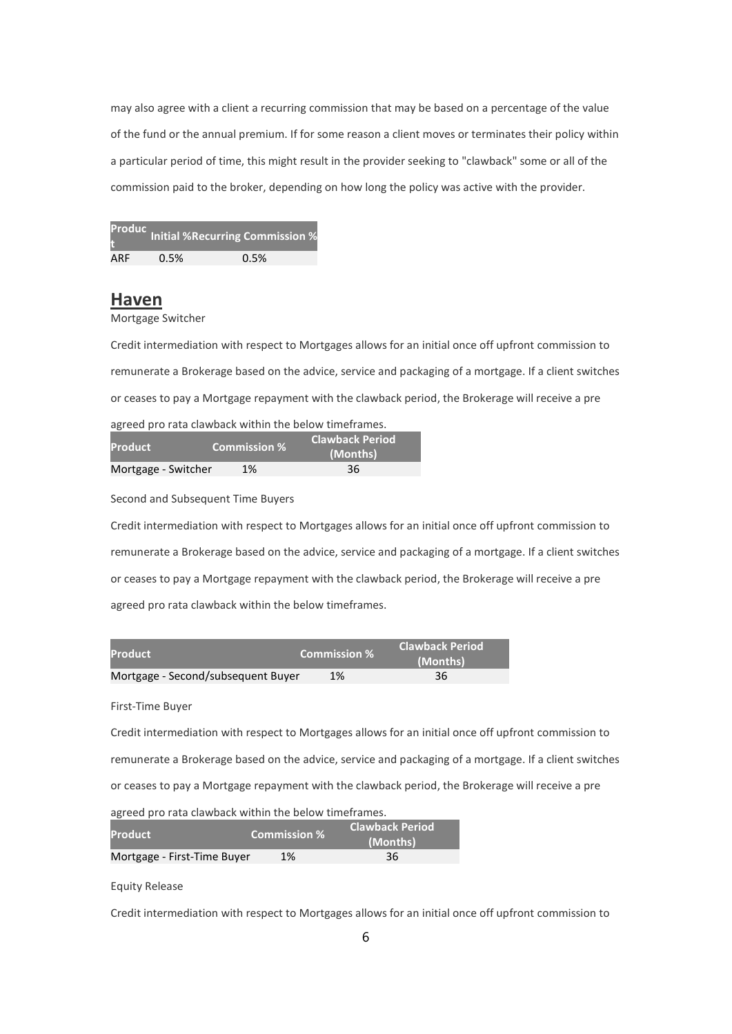may also agree with a client a recurring commission that may be based on a percentage of the value of the fund or the annual premium. If for some reason a client moves or terminates their policy within a particular period of time, this might result in the provider seeking to "clawback" some or all of the commission paid to the broker, depending on how long the policy was active with the provider.

| Product | Initial % | Recurring Commission % |
|---|---|---|
| ARF | 0.5% | 0.5% |

## Haven

Mortgage Switcher

Credit intermediation with respect to Mortgages allows for an initial once off upfront commission to remunerate a Brokerage based on the advice, service and packaging of a mortgage. If a client switches or ceases to pay a Mortgage repayment with the clawback period, the Brokerage will receive a pre agreed pro rata clawback within the below timeframes.

| Product | Commission % | Clawback Period (Months) |
|---|---|---|
| Mortgage - Switcher | 1% | 36 |

Second and Subsequent Time Buyers

Credit intermediation with respect to Mortgages allows for an initial once off upfront commission to remunerate a Brokerage based on the advice, service and packaging of a mortgage. If a client switches or ceases to pay a Mortgage repayment with the clawback period, the Brokerage will receive a pre agreed pro rata clawback within the below timeframes.

| Product | Commission % | Clawback Period (Months) |
|---|---|---|
| Mortgage - Second/subsequent Buyer | 1% | 36 |

First-Time Buyer

Credit intermediation with respect to Mortgages allows for an initial once off upfront commission to remunerate a Brokerage based on the advice, service and packaging of a mortgage. If a client switches or ceases to pay a Mortgage repayment with the clawback period, the Brokerage will receive a pre agreed pro rata clawback within the below timeframes.

| Product | Commission % | Clawback Period (Months) |
|---|---|---|
| Mortgage - First-Time Buyer | 1% | 36 |

Equity Release

Credit intermediation with respect to Mortgages allows for an initial once off upfront commission to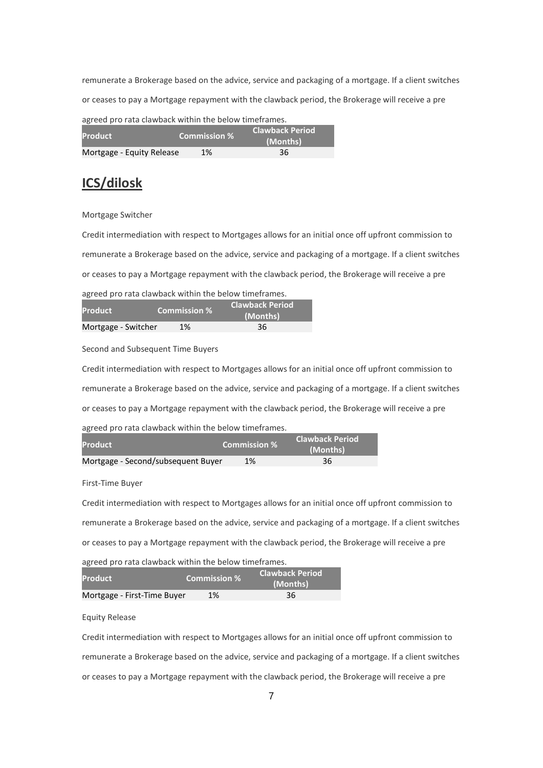remunerate a Brokerage based on the advice, service and packaging of a mortgage. If a client switches or ceases to pay a Mortgage repayment with the clawback period, the Brokerage will receive a pre agreed pro rata clawback within the below timeframes.

| Product | Commission % | Clawback Period (Months) |
|---|---|---|
| Mortgage - Equity Release | 1% | 36 |

## ICS/dilosk

Mortgage Switcher

Credit intermediation with respect to Mortgages allows for an initial once off upfront commission to remunerate a Brokerage based on the advice, service and packaging of a mortgage. If a client switches or ceases to pay a Mortgage repayment with the clawback period, the Brokerage will receive a pre agreed pro rata clawback within the below timeframes.

| Product | Commission % | Clawback Period (Months) |
|---|---|---|
| Mortgage - Switcher | 1% | 36 |

Second and Subsequent Time Buyers

Credit intermediation with respect to Mortgages allows for an initial once off upfront commission to remunerate a Brokerage based on the advice, service and packaging of a mortgage. If a client switches or ceases to pay a Mortgage repayment with the clawback period, the Brokerage will receive a pre agreed pro rata clawback within the below timeframes.

| Product | Commission % | Clawback Period (Months) |
|---|---|---|
| Mortgage - Second/subsequent Buyer | 1% | 36 |

First-Time Buyer

Credit intermediation with respect to Mortgages allows for an initial once off upfront commission to remunerate a Brokerage based on the advice, service and packaging of a mortgage. If a client switches or ceases to pay a Mortgage repayment with the clawback period, the Brokerage will receive a pre agreed pro rata clawback within the below timeframes.

| Product | Commission % | Clawback Period (Months) |
|---|---|---|
| Mortgage - First-Time Buyer | 1% | 36 |

Equity Release

Credit intermediation with respect to Mortgages allows for an initial once off upfront commission to remunerate a Brokerage based on the advice, service and packaging of a mortgage. If a client switches or ceases to pay a Mortgage repayment with the clawback period, the Brokerage will receive a pre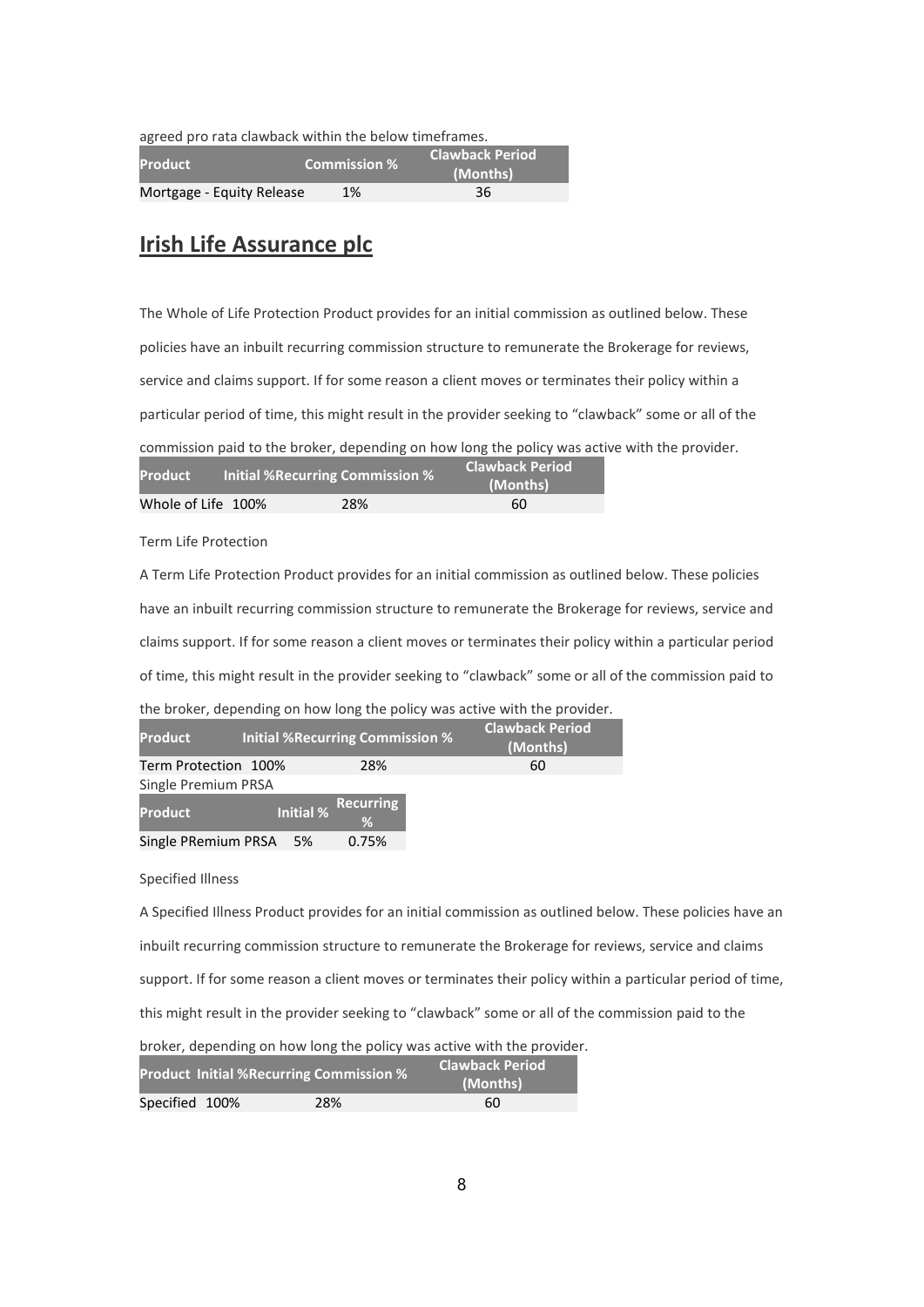agreed pro rata clawback within the below timeframes.

| Product | Commission % | Clawback Period (Months) |
|---|---|---|
| Mortgage - Equity Release | 1% | 36 |

## **Irish Life Assurance plc**

The Whole of Life Protection Product provides for an initial commission as outlined below. These policies have an inbuilt recurring commission structure to remunerate the Brokerage for reviews, service and claims support. If for some reason a client moves or terminates their policy within a particular period of time, this might result in the provider seeking to "clawback" some or all of the commission paid to the broker, depending on how long the policy was active with the provider.

| Product | Initial % | Recurring Commission % | Clawback Period (Months) |
|---|---|---|---|
| Whole of Life | 100% | 28% | 60 |

Term Life Protection

A Term Life Protection Product provides for an initial commission as outlined below. These policies have an inbuilt recurring commission structure to remunerate the Brokerage for reviews, service and claims support. If for some reason a client moves or terminates their policy within a particular period of time, this might result in the provider seeking to "clawback" some or all of the commission paid to the broker, depending on how long the policy was active with the provider.

| Product | Initial % | Recurring Commission % | Clawback Period (Months) |
|---|---|---|---|
| Term Protection | 100% | 28% | 60 |

Single Premium PRSA

| Product | Initial % | Recurring % |
|---|---|---|
| Single PRemium PRSA | 5% | 0.75% |

Specified Illness

A Specified Illness Product provides for an initial commission as outlined below. These policies have an inbuilt recurring commission structure to remunerate the Brokerage for reviews, service and claims support. If for some reason a client moves or terminates their policy within a particular period of time, this might result in the provider seeking to "clawback" some or all of the commission paid to the broker, depending on how long the policy was active with the provider.

| Product | Initial % | Recurring Commission % | Clawback Period (Months) |
|---|---|---|---|
| Specified | 100% | 28% | 60 |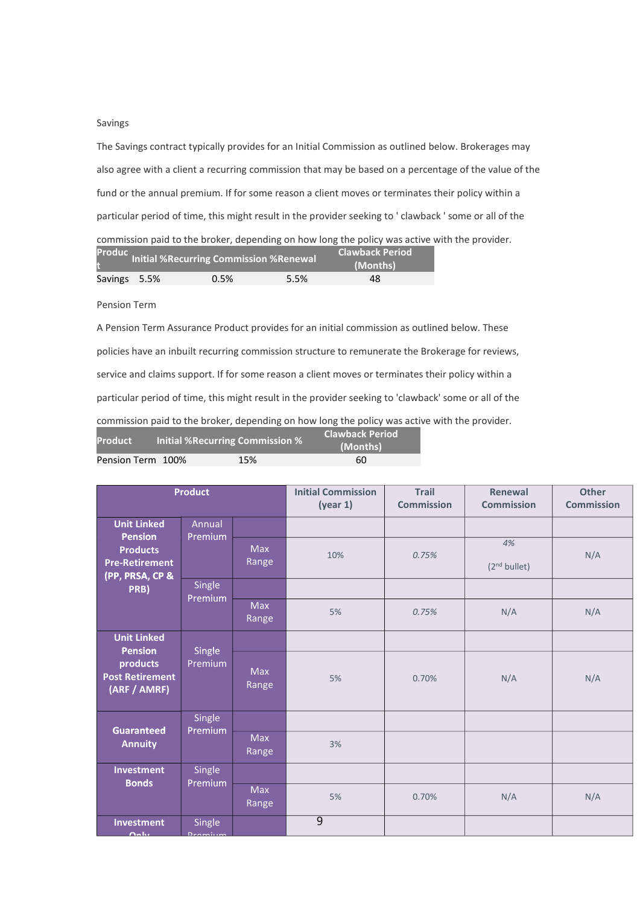Savings

The Savings contract typically provides for an Initial Commission as outlined below. Brokerages may also agree with a client a recurring commission that may be based on a percentage of the value of the fund or the annual premium. If for some reason a client moves or terminates their policy within a particular period of time, this might result in the provider seeking to ' clawback ' some or all of the commission paid to the broker, depending on how long the policy was active with the provider.

| Product | Initial % | Recurring Commission % | Renewal | Clawback Period (Months) |
|---|---|---|---|---|
| Savings | 5.5% | 0.5% | 5.5% | 48 |

Pension Term

A Pension Term Assurance Product provides for an initial commission as outlined below. These policies have an inbuilt recurring commission structure to remunerate the Brokerage for reviews, service and claims support. If for some reason a client moves or terminates their policy within a particular period of time, this might result in the provider seeking to 'clawback' some or all of the commission paid to the broker, depending on how long the policy was active with the provider.

| Product | Initial % | Recurring Commission % | Clawback Period (Months) |
|---|---|---|---|
| Pension Term | 100% | 15% | 60 |

| Product | | | Initial Commission (year 1) | Trail Commission | Renewal Commission | Other Commission |
|---|---|---|---|---|---|---|
| **Unit Linked Pension Products Pre-Retirement (PP, PRSA, CP & PRB)** | Annual Premium | | | | | |
| | | Max Range | 10% | *0.75%* | *4%* (2nd bullet) | N/A |
| | Single Premium | | | | | |
| | | Max Range | 5% | *0.75%* | N/A | N/A |
| **Unit Linked Pension products Post Retirement (ARF / AMRF)** | Single Premium | | | | | |
| | | Max Range | 5% | 0.70% | N/A | N/A |
| **Guaranteed Annuity** | Single Premium | | | | | |
| | | Max Range | 3% | | | |
| **Investment Bonds** | Single Premium | | | | | |
| | | Max Range | 5% | 0.70% | N/A | N/A |
| **Investment Only** | Single Premium | | | | | |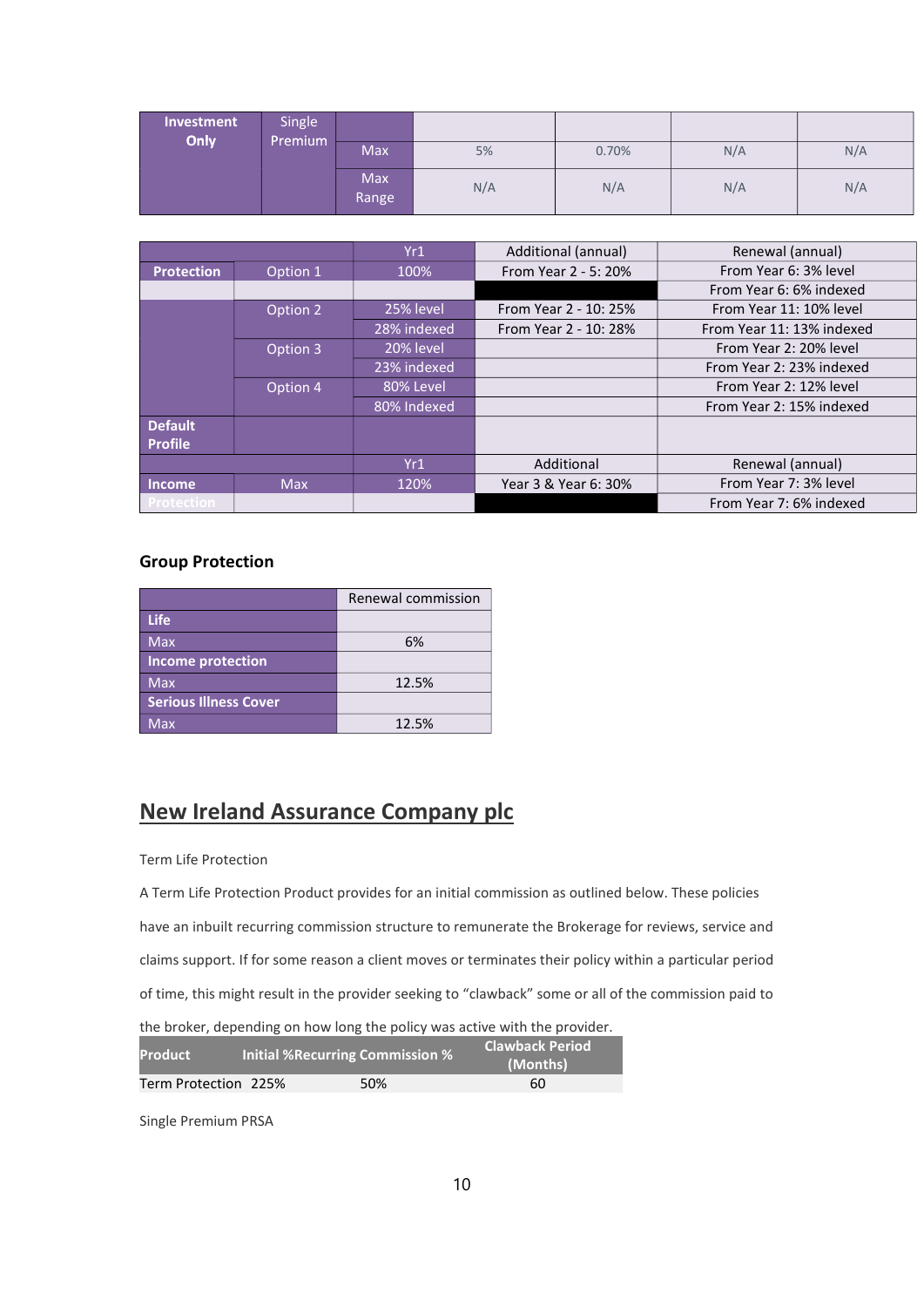| Investment Only | Single Premium | | | | | |
|---|---|---|---|---|---|---|
| | | Max | 5% | 0.70% | N/A | N/A |
| | | Max Range | N/A | N/A | N/A | N/A |

| | | Yr1 | Additional (annual) | Renewal (annual) |
|---|---|---|---|---|
| Protection | Option 1 | 100% | From Year 2 - 5: 20% | From Year 6: 3% level |
| | | | | From Year 6: 6% indexed |
| | Option 2 | 25% level | From Year 2 - 10: 25% | From Year 11: 10% level |
| | | 28% indexed | From Year 2 - 10: 28% | From Year 11: 13% indexed |
| | Option 3 | 20% level | | From Year 2: 20% level |
| | | 23% indexed | | From Year 2: 23% indexed |
| | Option 4 | 80% Level | | From Year 2: 12% level |
| | | 80% Indexed | | From Year 2: 15% indexed |
| Default Profile | | | | |
| | | Yr1 | Additional | Renewal (annual) |
| Income | Max | 120% | Year 3 & Year 6: 30% | From Year 7: 3% level |
| Protection | | | | From Year 7: 6% indexed |

### Group Protection

| | Renewal commission |
|---|---|
| **Life** | |
| Max | 6% |
| **Income protection** | |
| Max | 12.5% |
| **Serious Illness Cover** | |
| Max | 12.5% |

## New Ireland Assurance Company plc

Term Life Protection

A Term Life Protection Product provides for an initial commission as outlined below. These policies have an inbuilt recurring commission structure to remunerate the Brokerage for reviews, service and claims support. If for some reason a client moves or terminates their policy within a particular period of time, this might result in the provider seeking to "clawback" some or all of the commission paid to the broker, depending on how long the policy was active with the provider.

| Product | Initial % | Recurring Commission % | Clawback Period (Months) |
|---|---|---|---|
| Term Protection | 225% | 50% | 60 |

Single Premium PRSA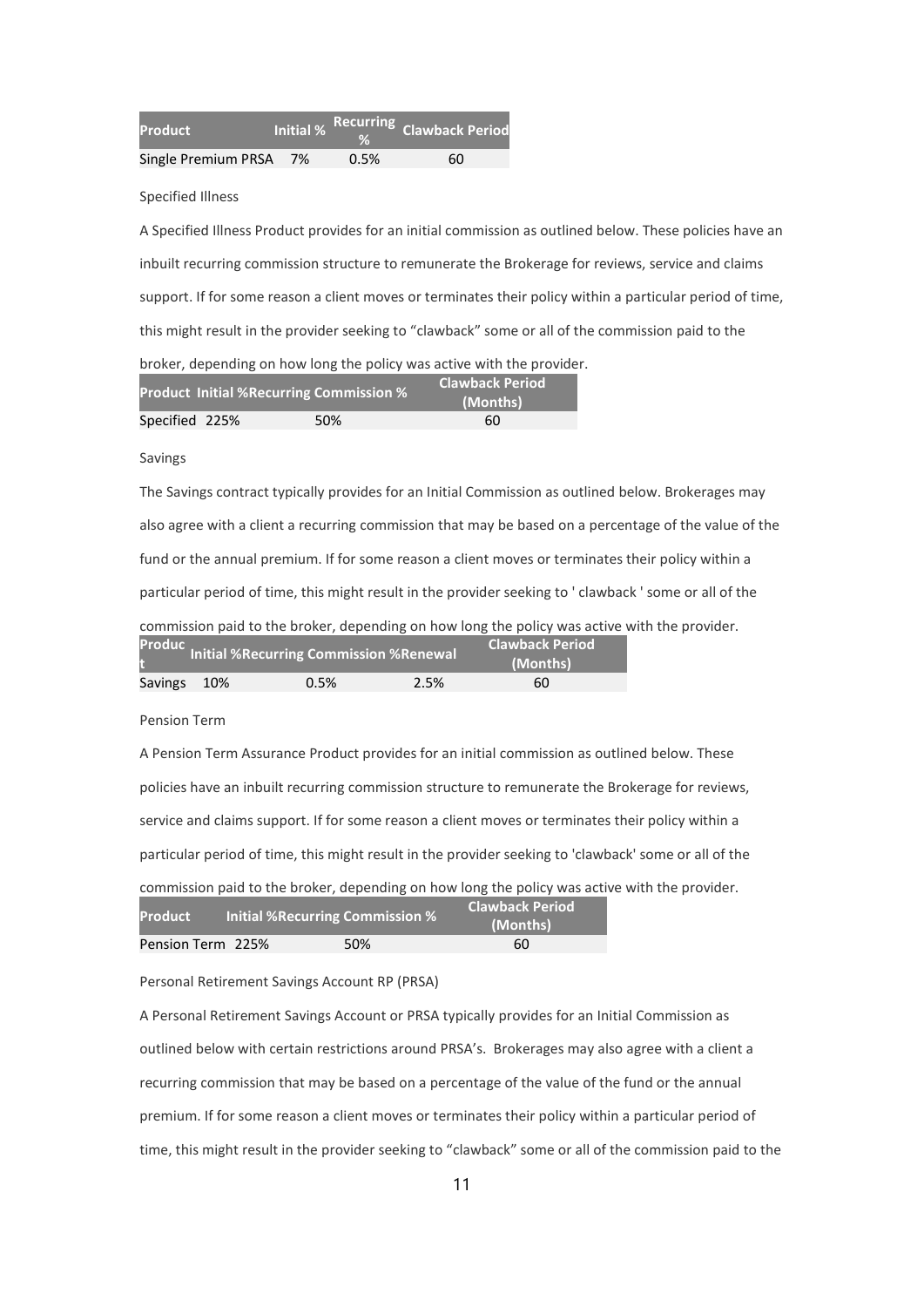| Product | Initial % | Recurring % | Clawback Period |
|---|---|---|---|
| Single Premium PRSA | 7% | 0.5% | 60 |

Specified Illness

A Specified Illness Product provides for an initial commission as outlined below. These policies have an inbuilt recurring commission structure to remunerate the Brokerage for reviews, service and claims support. If for some reason a client moves or terminates their policy within a particular period of time, this might result in the provider seeking to "clawback" some or all of the commission paid to the broker, depending on how long the policy was active with the provider.

| Product | Initial % | Recurring Commission % | Clawback Period (Months) |
|---|---|---|---|
| Specified | 225% | 50% | 60 |

Savings

The Savings contract typically provides for an Initial Commission as outlined below. Brokerages may also agree with a client a recurring commission that may be based on a percentage of the value of the fund or the annual premium. If for some reason a client moves or terminates their policy within a particular period of time, this might result in the provider seeking to ' clawback ' some or all of the commission paid to the broker, depending on how long the policy was active with the provider.

| Product | Initial % | Recurring Commission % | Renewal | Clawback Period (Months) |
|---|---|---|---|---|
| Savings | 10% | 0.5% | 2.5% | 60 |

Pension Term

A Pension Term Assurance Product provides for an initial commission as outlined below. These policies have an inbuilt recurring commission structure to remunerate the Brokerage for reviews, service and claims support. If for some reason a client moves or terminates their policy within a particular period of time, this might result in the provider seeking to 'clawback' some or all of the commission paid to the broker, depending on how long the policy was active with the provider.

| Product | Initial % | Recurring Commission % | Clawback Period (Months) |
|---|---|---|---|
| Pension Term | 225% | 50% | 60 |

Personal Retirement Savings Account RP (PRSA)

A Personal Retirement Savings Account or PRSA typically provides for an Initial Commission as outlined below with certain restrictions around PRSA's. Brokerages may also agree with a client a recurring commission that may be based on a percentage of the value of the fund or the annual premium. If for some reason a client moves or terminates their policy within a particular period of time, this might result in the provider seeking to "clawback" some or all of the commission paid to the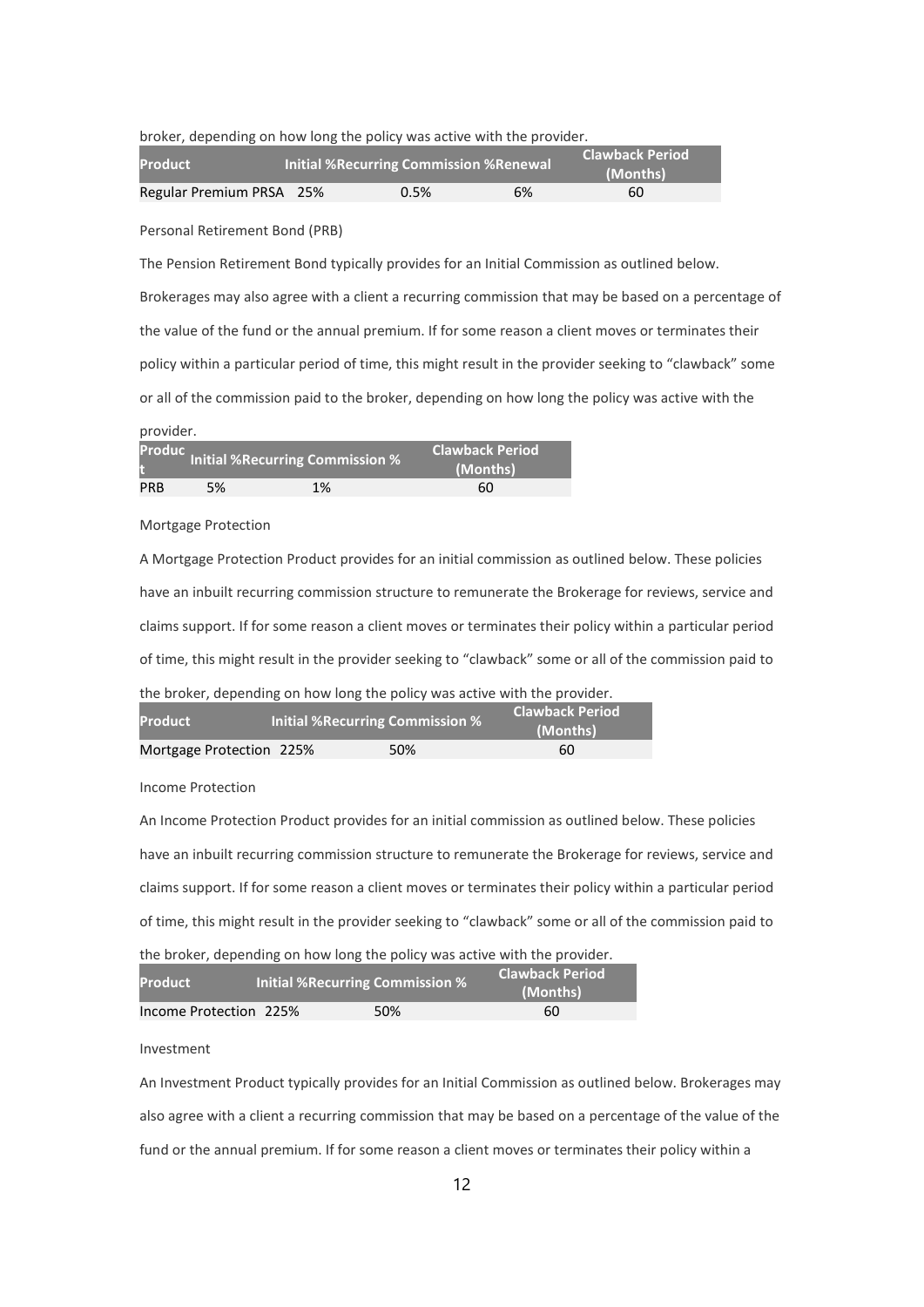broker, depending on how long the policy was active with the provider.

| Product | Initial % | Recurring Commission % | Renewal | Clawback Period (Months) |
|---|---|---|---|---|
| Regular Premium PRSA | 25% | 0.5% | 6% | 60 |

Personal Retirement Bond (PRB)

The Pension Retirement Bond typically provides for an Initial Commission as outlined below. Brokerages may also agree with a client a recurring commission that may be based on a percentage of the value of the fund or the annual premium. If for some reason a client moves or terminates their policy within a particular period of time, this might result in the provider seeking to "clawback" some or all of the commission paid to the broker, depending on how long the policy was active with the provider.

| Product | Initial % | Recurring Commission % | Clawback Period (Months) |
|---|---|---|---|
| PRB | 5% | 1% | 60 |

Mortgage Protection

A Mortgage Protection Product provides for an initial commission as outlined below. These policies have an inbuilt recurring commission structure to remunerate the Brokerage for reviews, service and claims support. If for some reason a client moves or terminates their policy within a particular period of time, this might result in the provider seeking to "clawback" some or all of the commission paid to the broker, depending on how long the policy was active with the provider.

| Product | Initial % | Recurring Commission % | Clawback Period (Months) |
|---|---|---|---|
| Mortgage Protection | 225% | 50% | 60 |

Income Protection

An Income Protection Product provides for an initial commission as outlined below. These policies have an inbuilt recurring commission structure to remunerate the Brokerage for reviews, service and claims support. If for some reason a client moves or terminates their policy within a particular period of time, this might result in the provider seeking to "clawback" some or all of the commission paid to the broker, depending on how long the policy was active with the provider.

| Product | Initial % | Recurring Commission % | Clawback Period (Months) |
|---|---|---|---|
| Income Protection | 225% | 50% | 60 |

Investment

An Investment Product typically provides for an Initial Commission as outlined below. Brokerages may also agree with a client a recurring commission that may be based on a percentage of the value of the fund or the annual premium. If for some reason a client moves or terminates their policy within a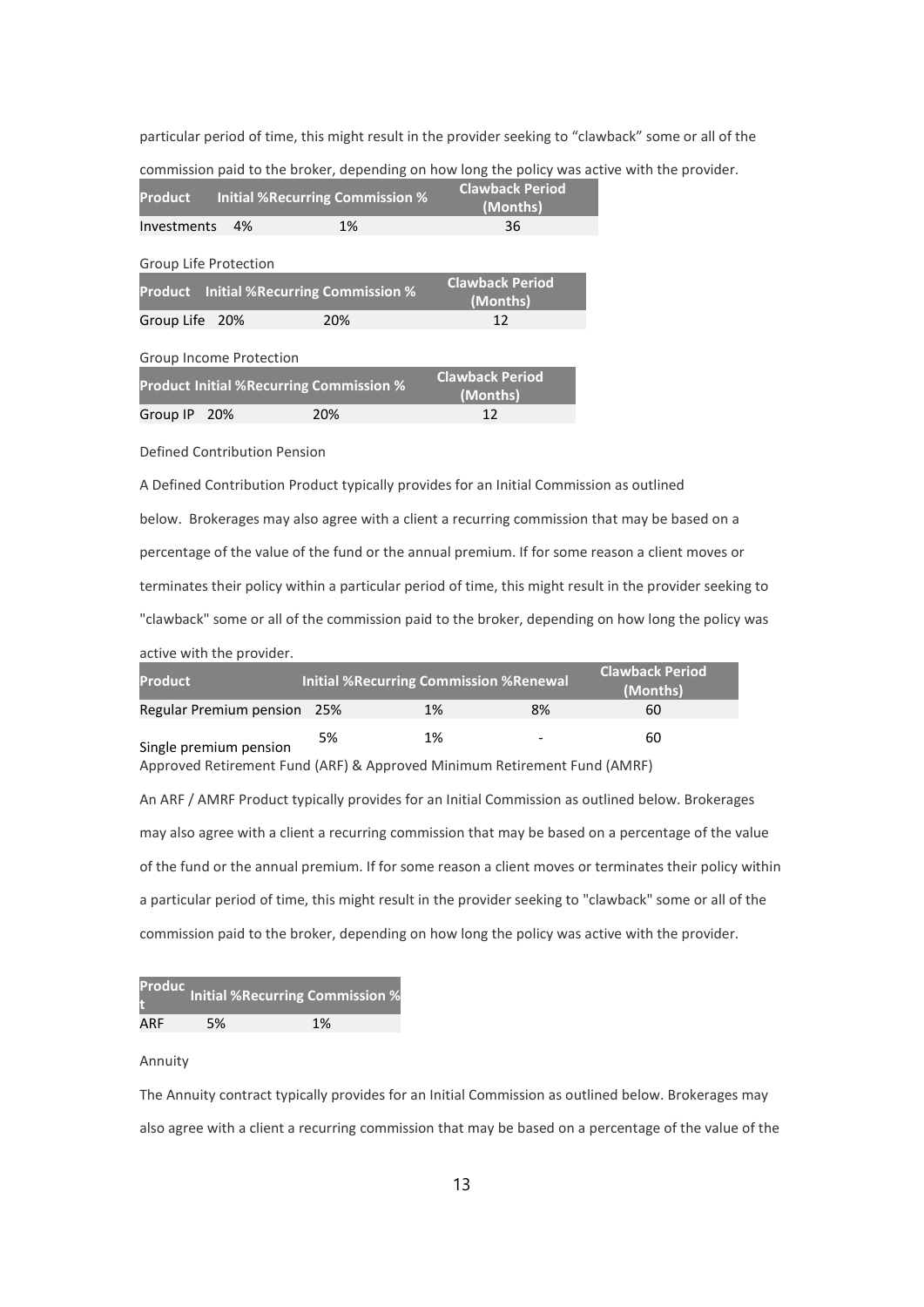particular period of time, this might result in the provider seeking to "clawback" some or all of the commission paid to the broker, depending on how long the policy was active with the provider.

| Product | Initial % | Recurring Commission % | Clawback Period (Months) |
|---|---|---|---|
| Investments | 4% | 1% | 36 |

Group Life Protection

| Product | Initial % | Recurring Commission % | Clawback Period (Months) |
|---|---|---|---|
| Group Life | 20% | 20% | 12 |

Group Income Protection

| Product | Initial % | Recurring Commission % | Clawback Period (Months) |
|---|---|---|---|
| Group IP | 20% | 20% | 12 |

Defined Contribution Pension

A Defined Contribution Product typically provides for an Initial Commission as outlined below. Brokerages may also agree with a client a recurring commission that may be based on a percentage of the value of the fund or the annual premium. If for some reason a client moves or terminates their policy within a particular period of time, this might result in the provider seeking to "clawback" some or all of the commission paid to the broker, depending on how long the policy was active with the provider.

| Product | Initial % | Recurring Commission % | Renewal | Clawback Period (Months) |
|---|---|---|---|---|
| Regular Premium pension | 25% | 1% | 8% | 60 |
| Single premium pension | 5% | 1% | - | 60 |

Approved Retirement Fund (ARF) & Approved Minimum Retirement Fund (AMRF)

An ARF / AMRF Product typically provides for an Initial Commission as outlined below. Brokerages may also agree with a client a recurring commission that may be based on a percentage of the value of the fund or the annual premium. If for some reason a client moves or terminates their policy within a particular period of time, this might result in the provider seeking to "clawback" some or all of the commission paid to the broker, depending on how long the policy was active with the provider.

| Product | Initial % | Recurring Commission % |
|---|---|---|
| ARF | 5% | 1% |

Annuity

The Annuity contract typically provides for an Initial Commission as outlined below. Brokerages may also agree with a client a recurring commission that may be based on a percentage of the value of the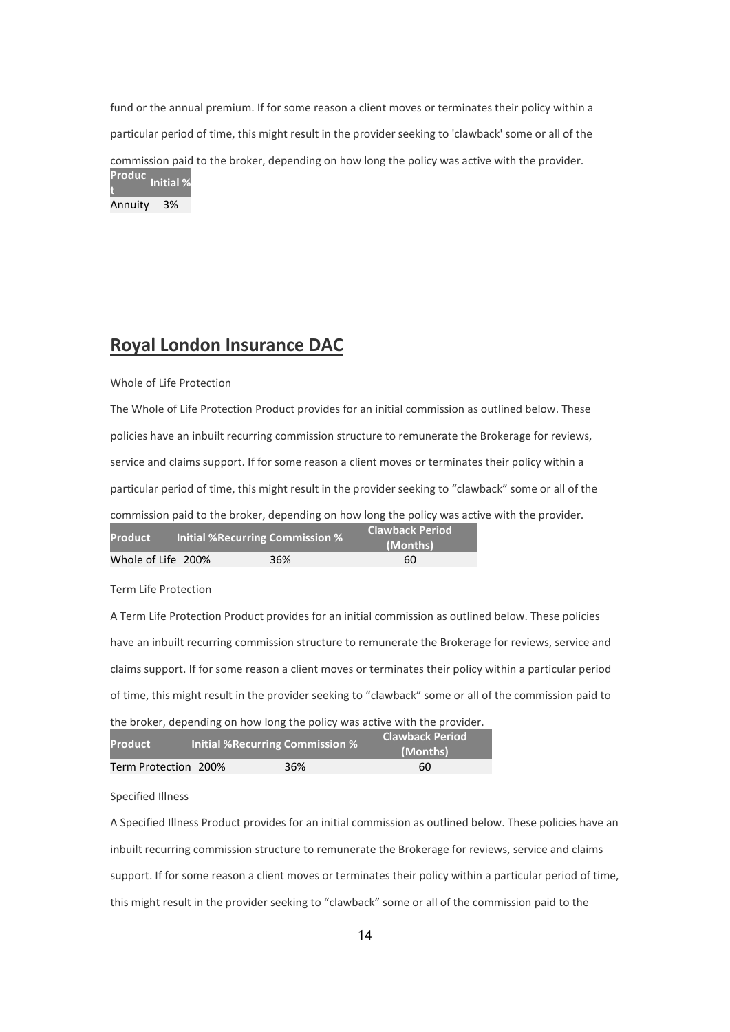fund or the annual premium. If for some reason a client moves or terminates their policy within a particular period of time, this might result in the provider seeking to 'clawback' some or all of the commission paid to the broker, depending on how long the policy was active with the provider.

| Product | Initial % |
|---|---|
| Annuity | 3% |

## Royal London Insurance DAC

Whole of Life Protection

The Whole of Life Protection Product provides for an initial commission as outlined below. These policies have an inbuilt recurring commission structure to remunerate the Brokerage for reviews, service and claims support. If for some reason a client moves or terminates their policy within a particular period of time, this might result in the provider seeking to "clawback" some or all of the commission paid to the broker, depending on how long the policy was active with the provider.

| Product | Initial % | Recurring Commission % | Clawback Period (Months) |
|---|---|---|---|
| Whole of Life | 200% | 36% | 60 |

Term Life Protection

A Term Life Protection Product provides for an initial commission as outlined below. These policies have an inbuilt recurring commission structure to remunerate the Brokerage for reviews, service and claims support. If for some reason a client moves or terminates their policy within a particular period of time, this might result in the provider seeking to "clawback" some or all of the commission paid to the broker, depending on how long the policy was active with the provider.

| Product | Initial % | Recurring Commission % | Clawback Period (Months) |
|---|---|---|---|
| Term Protection | 200% | 36% | 60 |

Specified Illness

A Specified Illness Product provides for an initial commission as outlined below. These policies have an inbuilt recurring commission structure to remunerate the Brokerage for reviews, service and claims support. If for some reason a client moves or terminates their policy within a particular period of time, this might result in the provider seeking to "clawback" some or all of the commission paid to the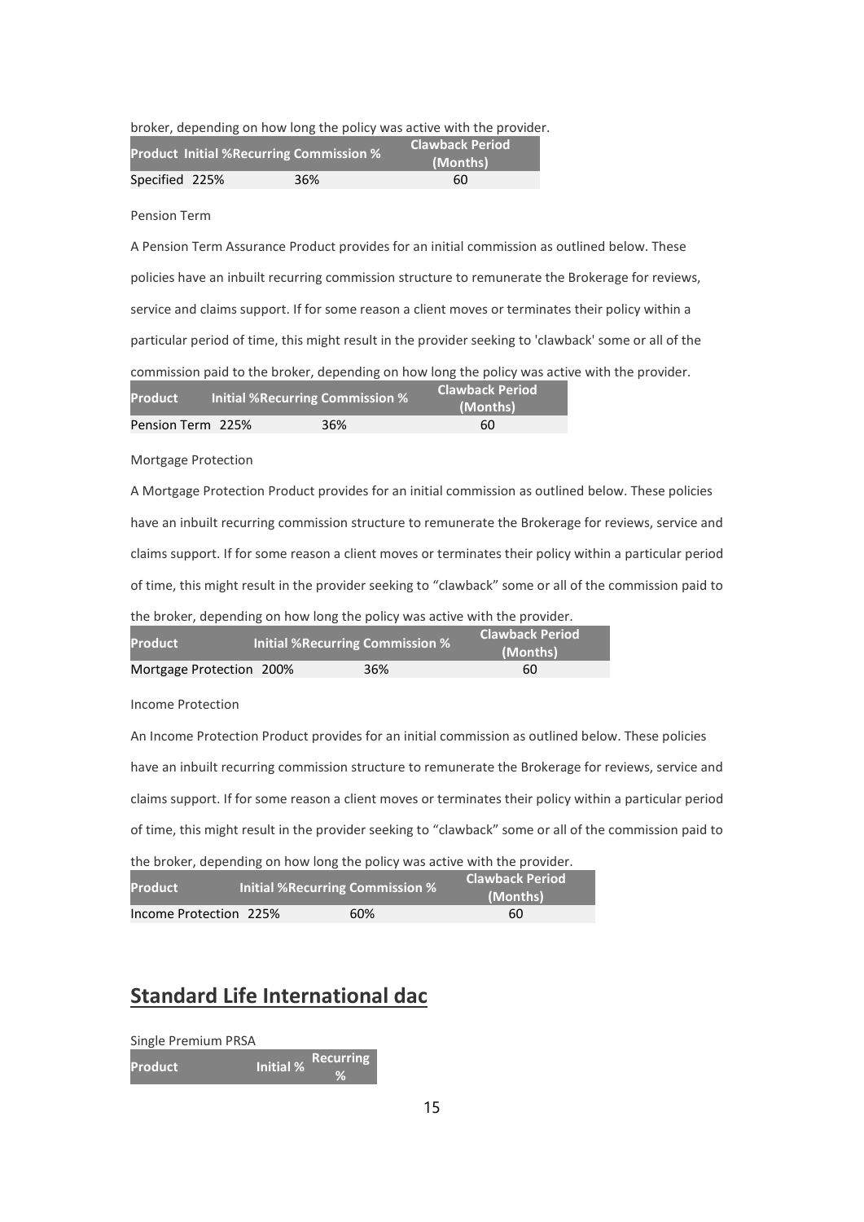broker, depending on how long the policy was active with the provider.

| Product | Initial % | Recurring Commission % | Clawback Period (Months) |
|---|---|---|---|
| Specified | 225% | 36% | 60 |

Pension Term

A Pension Term Assurance Product provides for an initial commission as outlined below. These policies have an inbuilt recurring commission structure to remunerate the Brokerage for reviews, service and claims support. If for some reason a client moves or terminates their policy within a particular period of time, this might result in the provider seeking to 'clawback' some or all of the commission paid to the broker, depending on how long the policy was active with the provider.

| Product | Initial % | Recurring Commission % | Clawback Period (Months) |
|---|---|---|---|
| Pension Term | 225% | 36% | 60 |

Mortgage Protection

A Mortgage Protection Product provides for an initial commission as outlined below. These policies have an inbuilt recurring commission structure to remunerate the Brokerage for reviews, service and claims support. If for some reason a client moves or terminates their policy within a particular period of time, this might result in the provider seeking to "clawback" some or all of the commission paid to the broker, depending on how long the policy was active with the provider.

| Product | Initial % | Recurring Commission % | Clawback Period (Months) |
|---|---|---|---|
| Mortgage Protection | 200% | 36% | 60 |

Income Protection

An Income Protection Product provides for an initial commission as outlined below. These policies have an inbuilt recurring commission structure to remunerate the Brokerage for reviews, service and claims support. If for some reason a client moves or terminates their policy within a particular period of time, this might result in the provider seeking to "clawback" some or all of the commission paid to the broker, depending on how long the policy was active with the provider.

| Product | Initial % | Recurring Commission % | Clawback Period (Months) |
|---|---|---|---|
| Income Protection | 225% | 60% | 60 |

## Standard Life International dac

Single Premium PRSA

| Product | Initial % | Recurring % |
|---|---|---|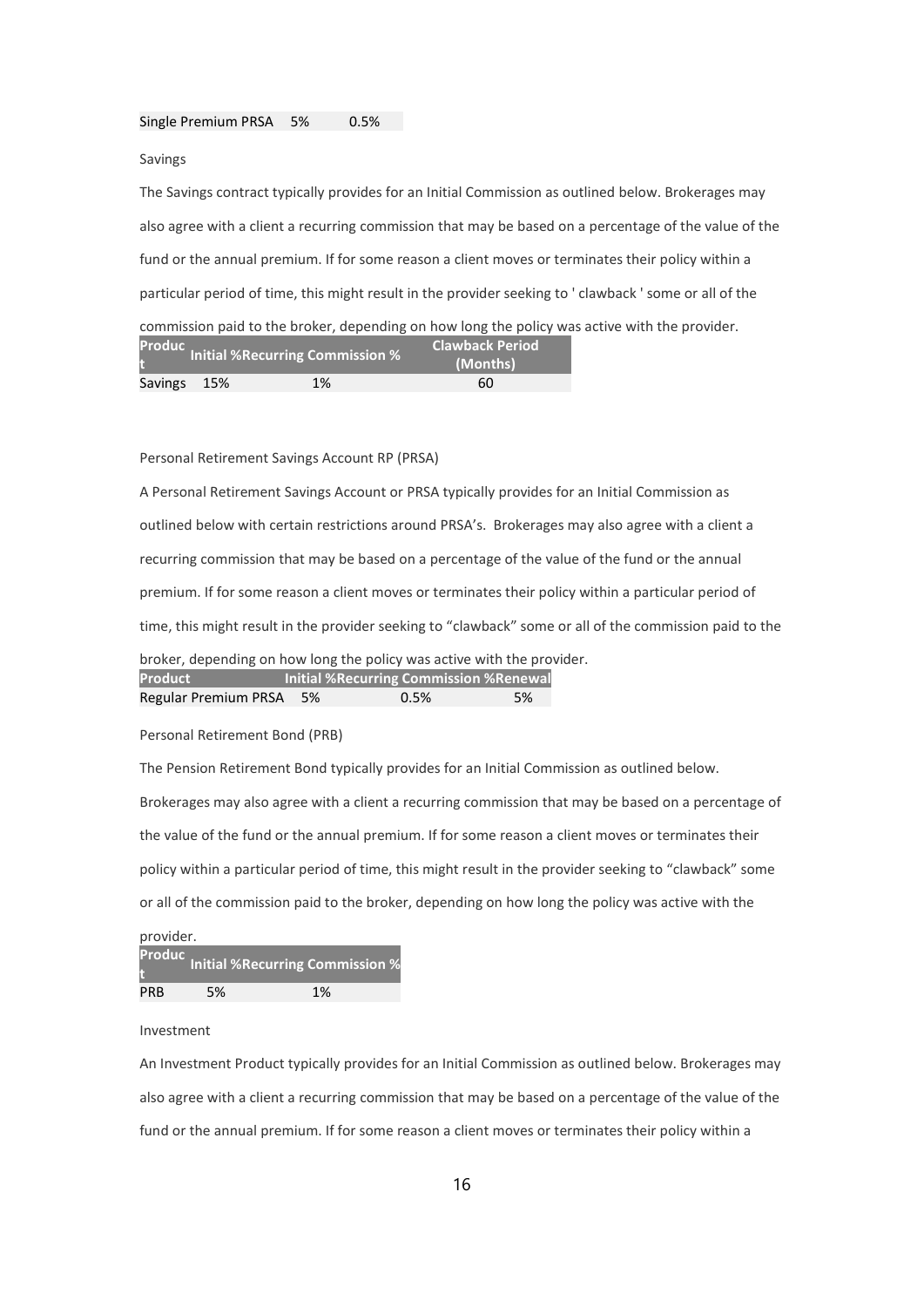| Single Premium PRSA | 5% | 0.5% |
|---|---|---|

Savings

The Savings contract typically provides for an Initial Commission as outlined below. Brokerages may also agree with a client a recurring commission that may be based on a percentage of the value of the fund or the annual premium. If for some reason a client moves or terminates their policy within a particular period of time, this might result in the provider seeking to ' clawback ' some or all of the commission paid to the broker, depending on how long the policy was active with the provider.

| Product | Initial % | Recurring Commission % | Clawback Period (Months) |
|---|---|---|---|
| Savings | 15% | 1% | 60 |

Personal Retirement Savings Account RP (PRSA)

A Personal Retirement Savings Account or PRSA typically provides for an Initial Commission as outlined below with certain restrictions around PRSA's. Brokerages may also agree with a client a recurring commission that may be based on a percentage of the value of the fund or the annual premium. If for some reason a client moves or terminates their policy within a particular period of time, this might result in the provider seeking to "clawback" some or all of the commission paid to the broker, depending on how long the policy was active with the provider.

| Product | Initial % | Recurring Commission % | Renewal |
|---|---|---|---|
| Regular Premium PRSA | 5% | 0.5% | 5% |

Personal Retirement Bond (PRB)

The Pension Retirement Bond typically provides for an Initial Commission as outlined below. Brokerages may also agree with a client a recurring commission that may be based on a percentage of the value of the fund or the annual premium. If for some reason a client moves or terminates their policy within a particular period of time, this might result in the provider seeking to "clawback" some or all of the commission paid to the broker, depending on how long the policy was active with the provider.

| Product | Initial % | Recurring Commission % |
|---|---|---|
| PRB | 5% | 1% |

Investment

An Investment Product typically provides for an Initial Commission as outlined below. Brokerages may also agree with a client a recurring commission that may be based on a percentage of the value of the fund or the annual premium. If for some reason a client moves or terminates their policy within a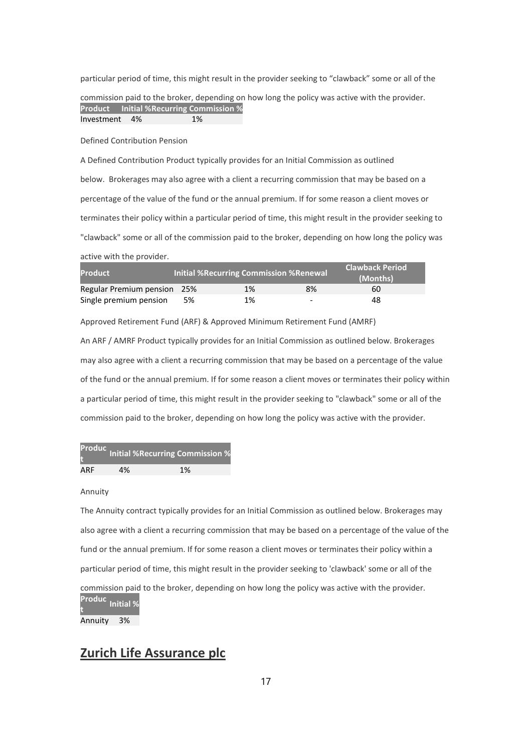particular period of time, this might result in the provider seeking to "clawback" some or all of the commission paid to the broker, depending on how long the policy was active with the provider.

| Product | Initial % | Recurring Commission % |
|---|---|---|
| Investment | 4% | 1% |

Defined Contribution Pension

A Defined Contribution Product typically provides for an Initial Commission as outlined below. Brokerages may also agree with a client a recurring commission that may be based on a percentage of the value of the fund or the annual premium. If for some reason a client moves or terminates their policy within a particular period of time, this might result in the provider seeking to "clawback" some or all of the commission paid to the broker, depending on how long the policy was active with the provider.

| Product | Initial % | Recurring Commission % | Renewal | Clawback Period (Months) |
|---|---|---|---|---|
| Regular Premium pension | 25% | 1% | 8% | 60 |
| Single premium pension | 5% | 1% | - | 48 |

Approved Retirement Fund (ARF) & Approved Minimum Retirement Fund (AMRF)

An ARF / AMRF Product typically provides for an Initial Commission as outlined below. Brokerages may also agree with a client a recurring commission that may be based on a percentage of the value of the fund or the annual premium. If for some reason a client moves or terminates their policy within a particular period of time, this might result in the provider seeking to "clawback" some or all of the commission paid to the broker, depending on how long the policy was active with the provider.

| Product | Initial % | Recurring Commission % |
|---|---|---|
| ARF | 4% | 1% |

Annuity

The Annuity contract typically provides for an Initial Commission as outlined below. Brokerages may also agree with a client a recurring commission that may be based on a percentage of the value of the fund or the annual premium. If for some reason a client moves or terminates their policy within a particular period of time, this might result in the provider seeking to 'clawback' some or all of the commission paid to the broker, depending on how long the policy was active with the provider.

| Product | Initial % |
|---|---|
| Annuity | 3% |

## **Zurich Life Assurance plc**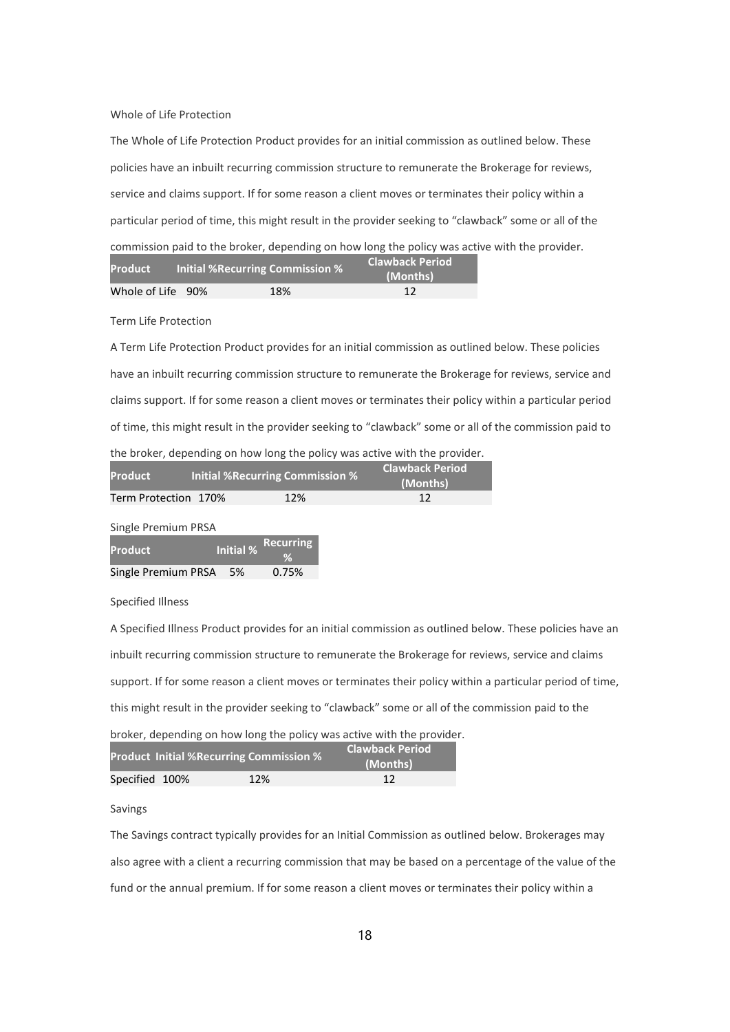Whole of Life Protection

The Whole of Life Protection Product provides for an initial commission as outlined below. These policies have an inbuilt recurring commission structure to remunerate the Brokerage for reviews, service and claims support. If for some reason a client moves or terminates their policy within a particular period of time, this might result in the provider seeking to "clawback" some or all of the commission paid to the broker, depending on how long the policy was active with the provider.

| Product | Initial % | Recurring Commission % | Clawback Period (Months) |
|---|---|---|---|
| Whole of Life | 90% | 18% | 12 |

Term Life Protection

A Term Life Protection Product provides for an initial commission as outlined below. These policies have an inbuilt recurring commission structure to remunerate the Brokerage for reviews, service and claims support. If for some reason a client moves or terminates their policy within a particular period of time, this might result in the provider seeking to "clawback" some or all of the commission paid to the broker, depending on how long the policy was active with the provider.

| Product | Initial % | Recurring Commission % | Clawback Period (Months) |
|---|---|---|---|
| Term Protection | 170% | 12% | 12 |

Single Premium PRSA

| Product | Initial % | Recurring % |
|---|---|---|
| Single Premium PRSA | 5% | 0.75% |

Specified Illness

A Specified Illness Product provides for an initial commission as outlined below. These policies have an inbuilt recurring commission structure to remunerate the Brokerage for reviews, service and claims support. If for some reason a client moves or terminates their policy within a particular period of time, this might result in the provider seeking to "clawback" some or all of the commission paid to the broker, depending on how long the policy was active with the provider.

| Product | Initial % | Recurring Commission % | Clawback Period (Months) |
|---|---|---|---|
| Specified | 100% | 12% | 12 |

Savings

The Savings contract typically provides for an Initial Commission as outlined below. Brokerages may also agree with a client a recurring commission that may be based on a percentage of the value of the fund or the annual premium. If for some reason a client moves or terminates their policy within a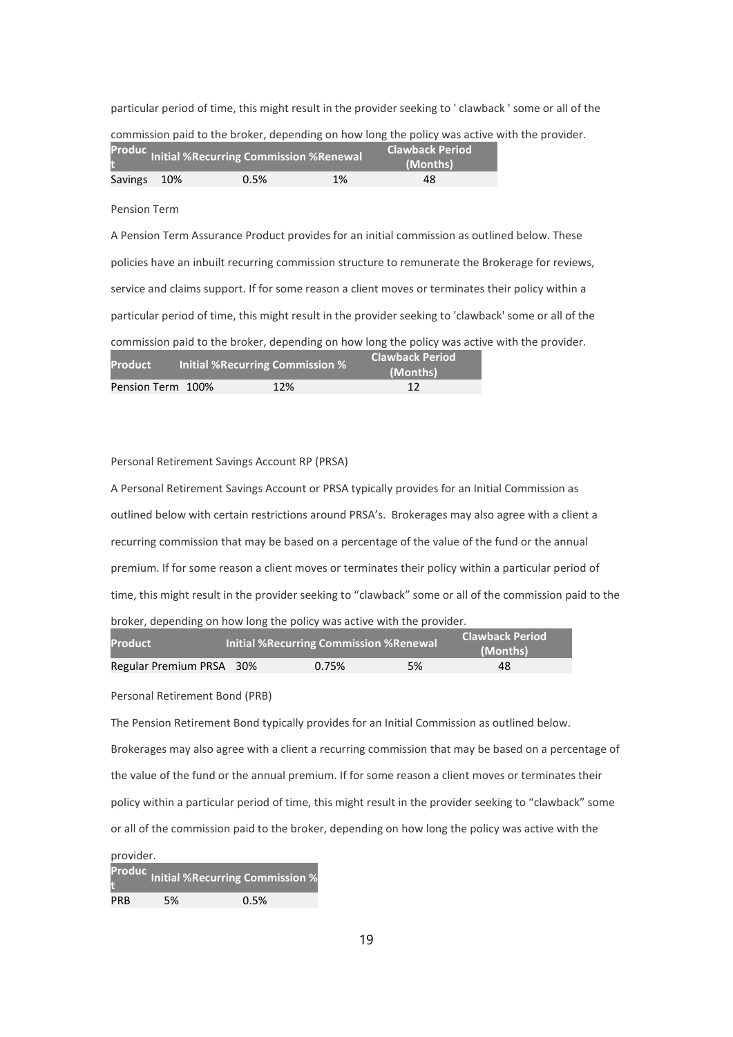particular period of time, this might result in the provider seeking to ' clawback ' some or all of the commission paid to the broker, depending on how long the policy was active with the provider.

| Product | Initial % | Recurring Commission % | Renewal | Clawback Period (Months) |
|---|---|---|---|---|
| Savings | 10% | 0.5% | 1% | 48 |

Pension Term

A Pension Term Assurance Product provides for an initial commission as outlined below. These policies have an inbuilt recurring commission structure to remunerate the Brokerage for reviews, service and claims support. If for some reason a client moves or terminates their policy within a particular period of time, this might result in the provider seeking to 'clawback' some or all of the commission paid to the broker, depending on how long the policy was active with the provider.

| Product | Initial % | Recurring Commission % | Clawback Period (Months) |
|---|---|---|---|
| Pension Term | 100% | 12% | 12 |

Personal Retirement Savings Account RP (PRSA)

A Personal Retirement Savings Account or PRSA typically provides for an Initial Commission as outlined below with certain restrictions around PRSA's. Brokerages may also agree with a client a recurring commission that may be based on a percentage of the value of the fund or the annual premium. If for some reason a client moves or terminates their policy within a particular period of time, this might result in the provider seeking to "clawback" some or all of the commission paid to the broker, depending on how long the policy was active with the provider.

| Product | Initial % | Recurring Commission % | Renewal | Clawback Period (Months) |
|---|---|---|---|---|
| Regular Premium PRSA | 30% | 0.75% | 5% | 48 |

Personal Retirement Bond (PRB)

The Pension Retirement Bond typically provides for an Initial Commission as outlined below. Brokerages may also agree with a client a recurring commission that may be based on a percentage of the value of the fund or the annual premium. If for some reason a client moves or terminates their policy within a particular period of time, this might result in the provider seeking to "clawback" some or all of the commission paid to the broker, depending on how long the policy was active with the provider.

| Product | Initial % | Recurring Commission % |
|---|---|---|
| PRB | 5% | 0.5% |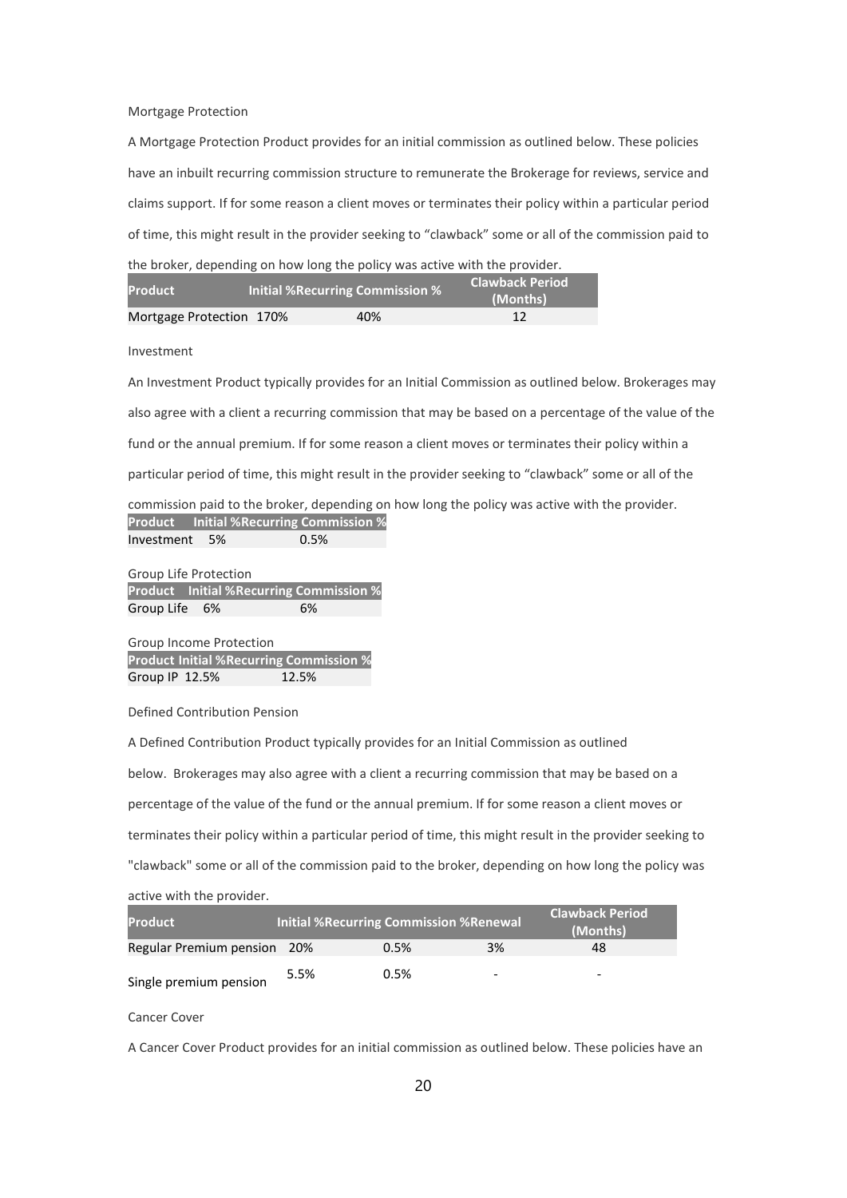Mortgage Protection

A Mortgage Protection Product provides for an initial commission as outlined below. These policies have an inbuilt recurring commission structure to remunerate the Brokerage for reviews, service and claims support. If for some reason a client moves or terminates their policy within a particular period of time, this might result in the provider seeking to "clawback" some or all of the commission paid to the broker, depending on how long the policy was active with the provider.

| Product | Initial % | Recurring Commission % | Clawback Period (Months) |
|---|---|---|---|
| Mortgage Protection | 170% | 40% | 12 |

Investment

An Investment Product typically provides for an Initial Commission as outlined below. Brokerages may also agree with a client a recurring commission that may be based on a percentage of the value of the fund or the annual premium. If for some reason a client moves or terminates their policy within a particular period of time, this might result in the provider seeking to "clawback" some or all of the commission paid to the broker, depending on how long the policy was active with the provider.

| Product | Initial % | Recurring Commission % |
|---|---|---|
| Investment | 5% | 0.5% |

Group Life Protection

| Product | Initial % | Recurring Commission % |
|---|---|---|
| Group Life | 6% | 6% |

Group Income Protection

| Product | Initial % | Recurring Commission % |
|---|---|---|
| Group IP | 12.5% | 12.5% |

Defined Contribution Pension

A Defined Contribution Product typically provides for an Initial Commission as outlined below. Brokerages may also agree with a client a recurring commission that may be based on a percentage of the value of the fund or the annual premium. If for some reason a client moves or terminates their policy within a particular period of time, this might result in the provider seeking to "clawback" some or all of the commission paid to the broker, depending on how long the policy was active with the provider.

| Product | Initial % | Recurring Commission % | Renewal | Clawback Period (Months) |
|---|---|---|---|---|
| Regular Premium pension | 20% | 0.5% | 3% | 48 |
| Single premium pension | 5.5% | 0.5% | - | - |

Cancer Cover

A Cancer Cover Product provides for an initial commission as outlined below. These policies have an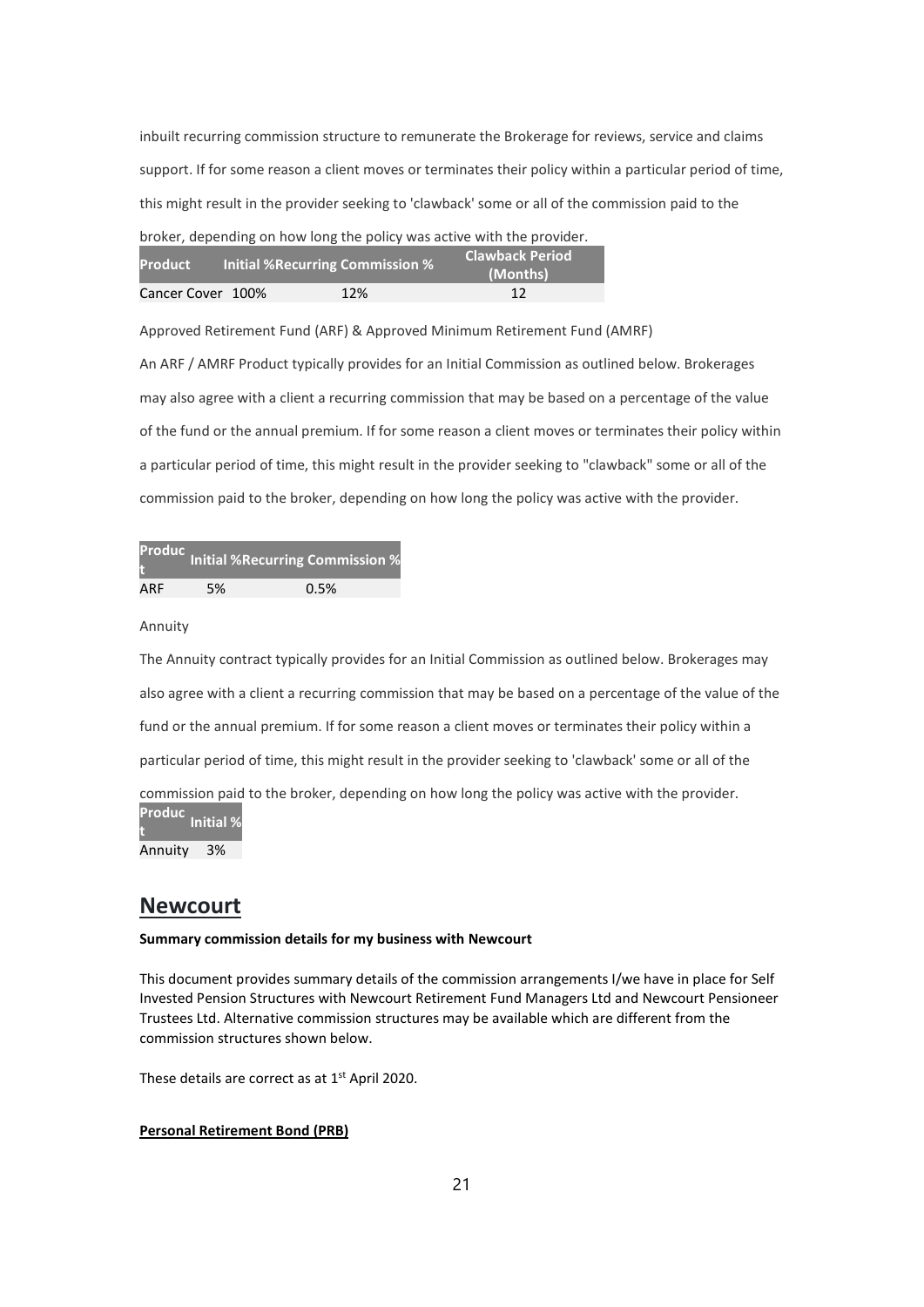inbuilt recurring commission structure to remunerate the Brokerage for reviews, service and claims support. If for some reason a client moves or terminates their policy within a particular period of time, this might result in the provider seeking to 'clawback' some or all of the commission paid to the broker, depending on how long the policy was active with the provider.

| Product | Initial % | Recurring Commission % | Clawback Period (Months) |
|---|---|---|---|
| Cancer Cover | 100% | 12% | 12 |

Approved Retirement Fund (ARF) & Approved Minimum Retirement Fund (AMRF)

An ARF / AMRF Product typically provides for an Initial Commission as outlined below. Brokerages may also agree with a client a recurring commission that may be based on a percentage of the value of the fund or the annual premium. If for some reason a client moves or terminates their policy within a particular period of time, this might result in the provider seeking to "clawback" some or all of the commission paid to the broker, depending on how long the policy was active with the provider.

| Product | Initial % | Recurring Commission % |
|---|---|---|
| ARF | 5% | 0.5% |

Annuity

The Annuity contract typically provides for an Initial Commission as outlined below. Brokerages may also agree with a client a recurring commission that may be based on a percentage of the value of the fund or the annual premium. If for some reason a client moves or terminates their policy within a particular period of time, this might result in the provider seeking to 'clawback' some or all of the commission paid to the broker, depending on how long the policy was active with the provider.

| Product | Initial % |
|---|---|
| Annuity | 3% |

## Newcourt

**Summary commission details for my business with Newcourt**

This document provides summary details of the commission arrangements I/we have in place for Self Invested Pension Structures with Newcourt Retirement Fund Managers Ltd and Newcourt Pensioneer Trustees Ltd. Alternative commission structures may be available which are different from the commission structures shown below.

These details are correct as at 1st April 2020.

**Personal Retirement Bond (PRB)**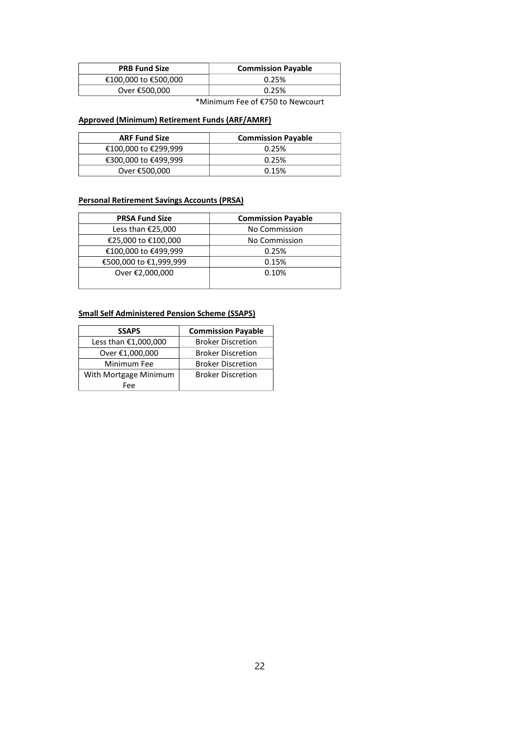| PRB Fund Size | Commission Payable |
| --- | --- |
| €100,000 to €500,000 | 0.25% |
| Over €500,000 | 0.25% |

*Minimum Fee of €750 to Newcourt

**Approved (Minimum) Retirement Funds (ARF/AMRF)**

| ARF Fund Size | Commission Payable |
| --- | --- |
| €100,000 to €299,999 | 0.25% |
| €300,000 to €499,999 | 0.25% |
| Over €500,000 | 0.15% |

**Personal Retirement Savings Accounts (PRSA)**

| PRSA Fund Size | Commission Payable |
| --- | --- |
| Less than €25,000 | No Commission |
| €25,000 to €100,000 | No Commission |
| €100,000 to €499,999 | 0.25% |
| €500,000 to €1,999,999 | 0.15% |
| Over €2,000,000 | 0.10% |

**Small Self Administered Pension Scheme (SSAPS)**

| SSAPS | Commission Payable |
| --- | --- |
| Less than €1,000,000 | Broker Discretion |
| Over €1,000,000 | Broker Discretion |
| Minimum Fee | Broker Discretion |
| With Mortgage Minimum Fee | Broker Discretion |